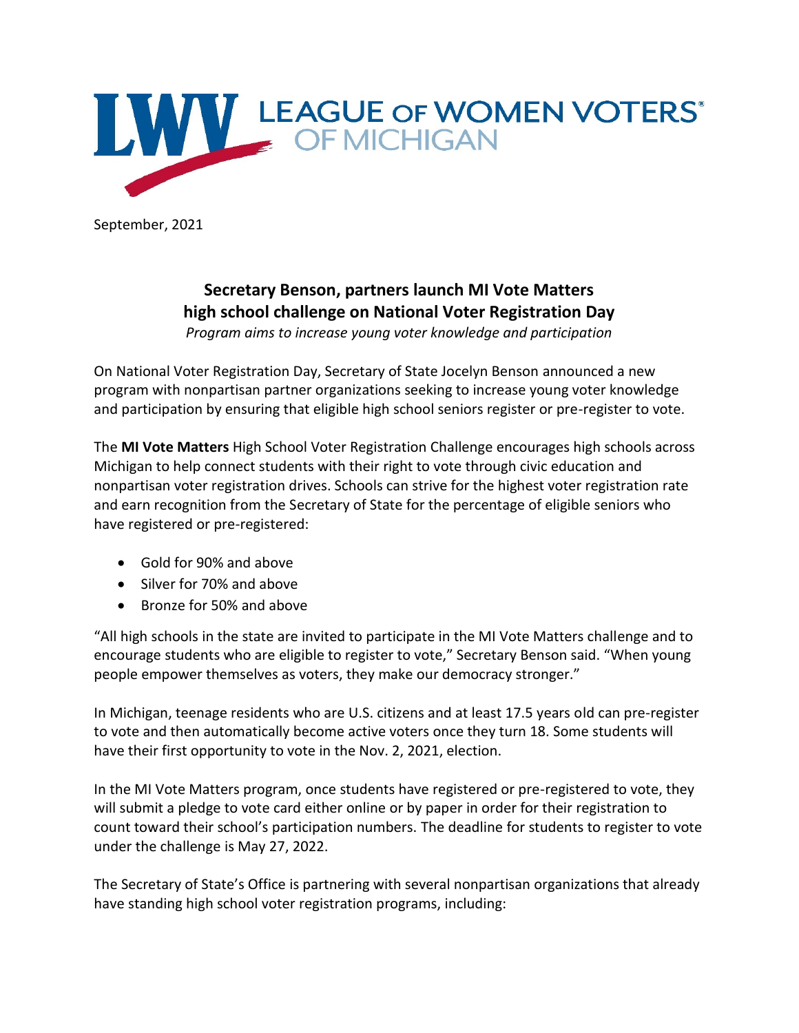LEAGUE OF WOMEN VOTERS® OF MICHIGAN

September, 2021

## Secretary Benson, partners launch MI Vote Matters high school challenge on National Voter Registration Day

*Program aims to increase young voter knowledge and participation*

On National Voter Registration Day, Secretary of State Jocelyn Benson announced a new program with nonpartisan partner organizations seeking to increase young voter knowledge and participation by ensuring that eligible high school seniors register or pre-register to vote.

The **MI Vote Matters** High School Voter Registration Challenge encourages high schools across Michigan to help connect students with their right to vote through civic education and nonpartisan voter registration drives. Schools can strive for the highest voter registration rate and earn recognition from the Secretary of State for the percentage of eligible seniors who have registered or pre-registered:

- Gold for 90% and above
- Silver for 70% and above
- Bronze for 50% and above

"All high schools in the state are invited to participate in the MI Vote Matters challenge and to encourage students who are eligible to register to vote," Secretary Benson said. "When young people empower themselves as voters, they make our democracy stronger."

In Michigan, teenage residents who are U.S. citizens and at least 17.5 years old can pre-register to vote and then automatically become active voters once they turn 18. Some students will have their first opportunity to vote in the Nov. 2, 2021, election.

In the MI Vote Matters program, once students have registered or pre-registered to vote, they will submit a pledge to vote card either online or by paper in order for their registration to count toward their school's participation numbers. The deadline for students to register to vote under the challenge is May 27, 2022.

The Secretary of State's Office is partnering with several nonpartisan organizations that already have standing high school voter registration programs, including: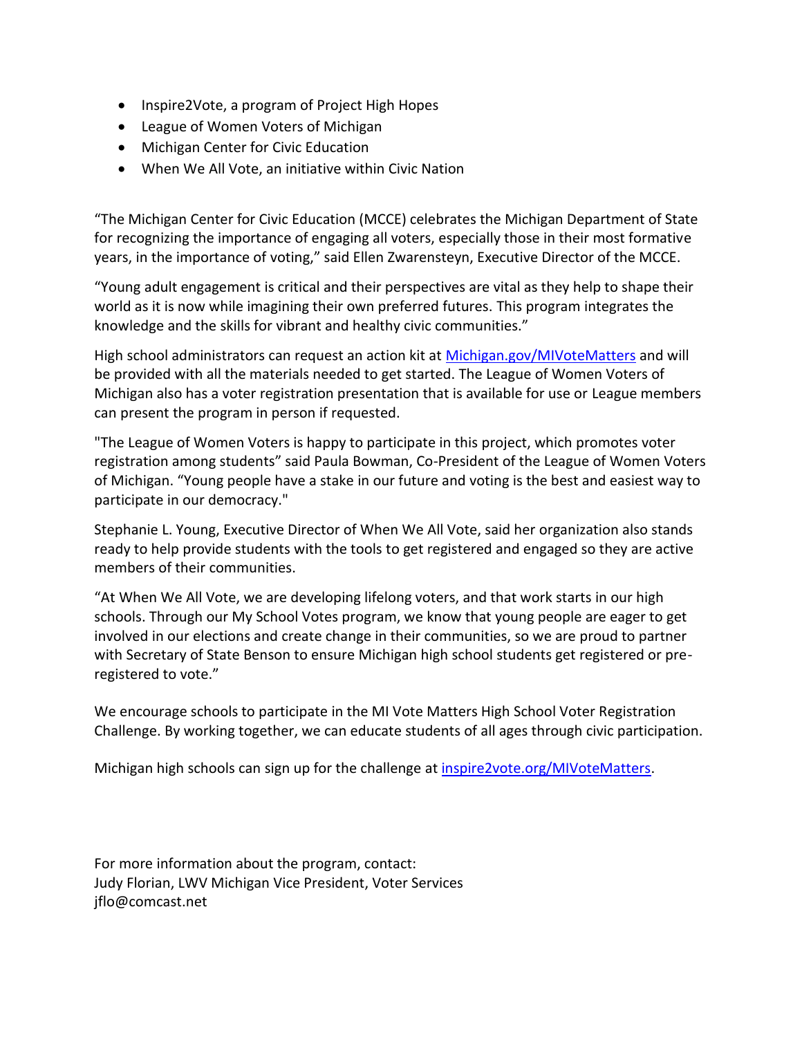- Inspire2Vote, a program of Project High Hopes
- League of Women Voters of Michigan
- Michigan Center for Civic Education
- When We All Vote, an initiative within Civic Nation

"The Michigan Center for Civic Education (MCCE) celebrates the Michigan Department of State for recognizing the importance of engaging all voters, especially those in their most formative years, in the importance of voting," said Ellen Zwarensteyn, Executive Director of the MCCE.

"Young adult engagement is critical and their perspectives are vital as they help to shape their world as it is now while imagining their own preferred futures. This program integrates the knowledge and the skills for vibrant and healthy civic communities."

High school administrators can request an action kit at [Michigan.gov/MIVoteMatters](Michigan.gov/MIVoteMatters) and will be provided with all the materials needed to get started. The League of Women Voters of Michigan also has a voter registration presentation that is available for use or League members can present the program in person if requested.

"The League of Women Voters is happy to participate in this project, which promotes voter registration among students" said Paula Bowman, Co-President of the League of Women Voters of Michigan. "Young people have a stake in our future and voting is the best and easiest way to participate in our democracy."

Stephanie L. Young, Executive Director of When We All Vote, said her organization also stands ready to help provide students with the tools to get registered and engaged so they are active members of their communities.

"At When We All Vote, we are developing lifelong voters, and that work starts in our high schools. Through our My School Votes program, we know that young people are eager to get involved in our elections and create change in their communities, so we are proud to partner with Secretary of State Benson to ensure Michigan high school students get registered or pre-registered to vote."

We encourage schools to participate in the MI Vote Matters High School Voter Registration Challenge. By working together, we can educate students of all ages through civic participation.

Michigan high schools can sign up for the challenge at [inspire2vote.org/MIVoteMatters](inspire2vote.org/MIVoteMatters).

For more information about the program, contact:
Judy Florian, LWV Michigan Vice President, Voter Services
jflo@comcast.net